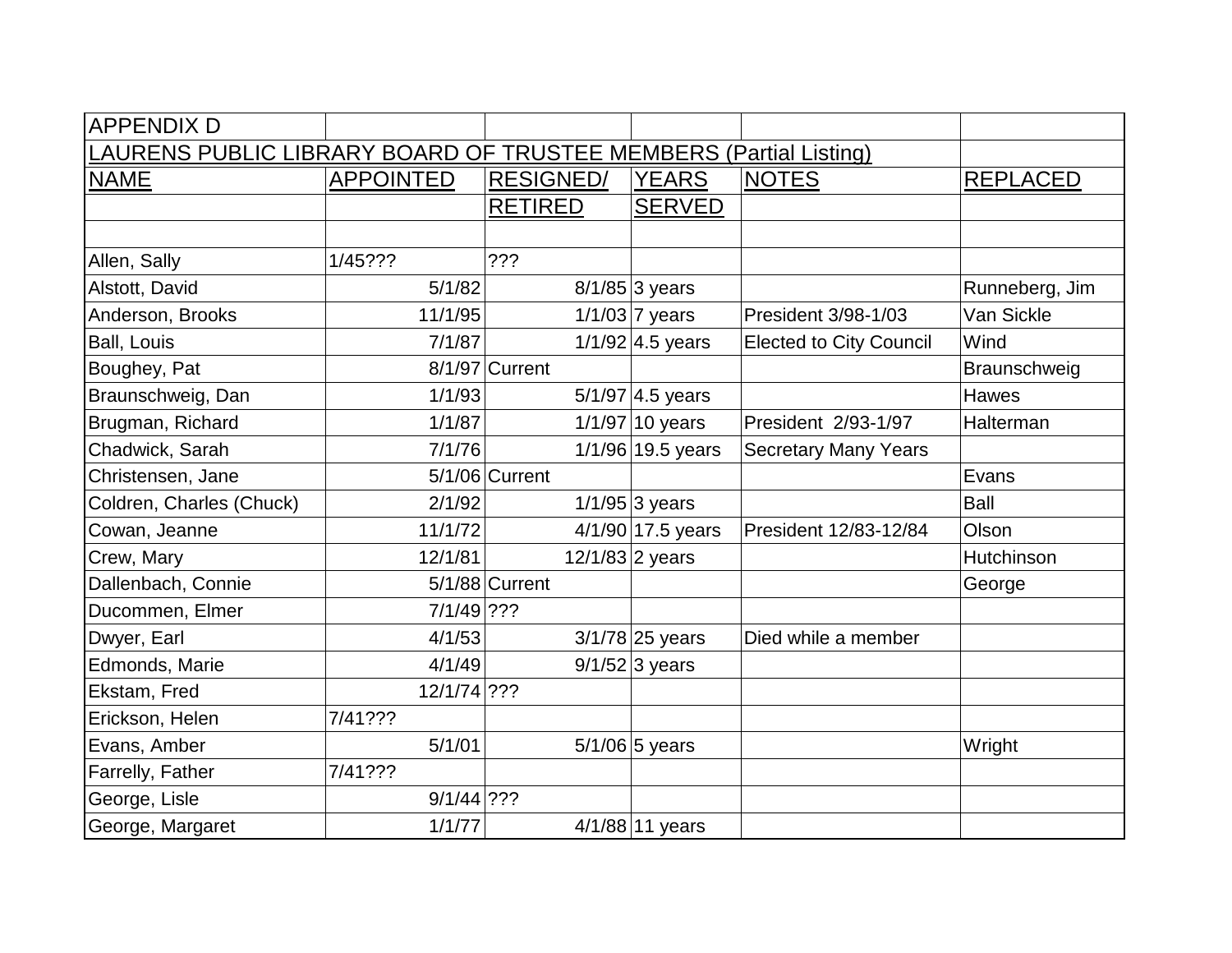APPENDIX D

LAURENS PUBLIC LIBRARY BOARD OF TRUSTEE MEMBERS (Partial Listing)

| NAME | APPOINTED | RESIGNED/ RETIRED | YEARS SERVED | NOTES | REPLACED |
|---|---|---|---|---|---|
| Allen, Sally | 1/45??? | ??? | | | |
| Alstott, David | 5/1/82 | 8/1/85 | 3 years | | Runneberg, Jim |
| Anderson, Brooks | 11/1/95 | 1/1/03 | 7 years | President 3/98-1/03 | Van Sickle |
| Ball, Louis | 7/1/87 | 1/1/92 | 4.5 years | Elected to City Council | Wind |
| Boughey, Pat | 8/1/97 | Current | | | Braunschweig |
| Braunschweig, Dan | 1/1/93 | 5/1/97 | 4.5 years | | Hawes |
| Brugman, Richard | 1/1/87 | 1/1/97 | 10 years | President 2/93-1/97 | Halterman |
| Chadwick, Sarah | 7/1/76 | 1/1/96 | 19.5 years | Secretary Many Years | |
| Christensen, Jane | 5/1/06 | Current | | | Evans |
| Coldren, Charles (Chuck) | 2/1/92 | 1/1/95 | 3 years | | Ball |
| Cowan, Jeanne | 11/1/72 | 4/1/90 | 17.5 years | President 12/83-12/84 | Olson |
| Crew, Mary | 12/1/81 | 12/1/83 | 2 years | | Hutchinson |
| Dallenbach, Connie | 5/1/88 | Current | | | George |
| Ducommen, Elmer | 7/1/49 | ??? | | | |
| Dwyer, Earl | 4/1/53 | 3/1/78 | 25 years | Died while a member | |
| Edmonds, Marie | 4/1/49 | 9/1/52 | 3 years | | |
| Ekstam, Fred | 12/1/74 | ??? | | | |
| Erickson, Helen | 7/41??? | | | | |
| Evans, Amber | 5/1/01 | 5/1/06 | 5 years | | Wright |
| Farrelly, Father | 7/41??? | | | | |
| George, Lisle | 9/1/44 | ??? | | | |
| George, Margaret | 1/1/77 | 4/1/88 | 11 years | | |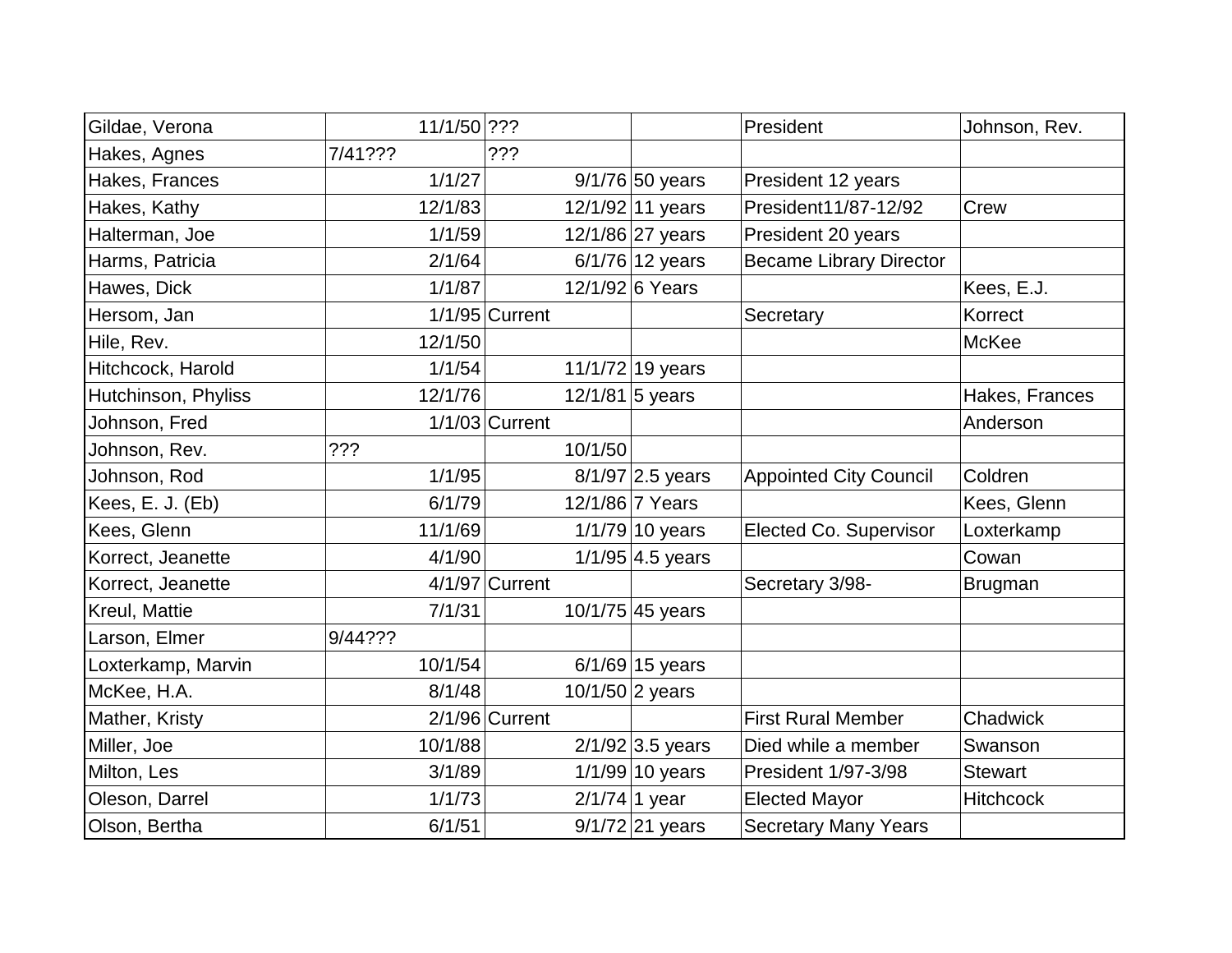| | | | | | |
|---|---|---|---|---|---|
| Gildae, Verona | 11/1/50 | ??? | | President | Johnson, Rev. |
| Hakes, Agnes | 7/41??? | ??? | | | |
| Hakes, Frances | 1/1/27 | 9/1/76 | 50 years | President 12 years | |
| Hakes, Kathy | 12/1/83 | 12/1/92 | 11 years | President11/87-12/92 | Crew |
| Halterman, Joe | 1/1/59 | 12/1/86 | 27 years | President 20 years | |
| Harms, Patricia | 2/1/64 | 6/1/76 | 12 years | Became Library Director | |
| Hawes, Dick | 1/1/87 | 12/1/92 | 6 Years | | Kees, E.J. |
| Hersom, Jan | 1/1/95 | Current | | Secretary | Korrect |
| Hile, Rev. | 12/1/50 | | | | McKee |
| Hitchcock, Harold | 1/1/54 | 11/1/72 | 19 years | | |
| Hutchinson, Phyliss | 12/1/76 | 12/1/81 | 5 years | | Hakes, Frances |
| Johnson, Fred | 1/1/03 | Current | | | Anderson |
| Johnson, Rev. | ??? | 10/1/50 | | | |
| Johnson, Rod | 1/1/95 | 8/1/97 | 2.5 years | Appointed City Council | Coldren |
| Kees, E. J. (Eb) | 6/1/79 | 12/1/86 | 7 Years | | Kees, Glenn |
| Kees, Glenn | 11/1/69 | 1/1/79 | 10 years | Elected Co. Supervisor | Loxterkamp |
| Korrect, Jeanette | 4/1/90 | 1/1/95 | 4.5 years | | Cowan |
| Korrect, Jeanette | 4/1/97 | Current | | Secretary 3/98- | Brugman |
| Kreul, Mattie | 7/1/31 | 10/1/75 | 45 years | | |
| Larson, Elmer | 9/44??? | | | | |
| Loxterkamp, Marvin | 10/1/54 | 6/1/69 | 15 years | | |
| McKee, H.A. | 8/1/48 | 10/1/50 | 2 years | | |
| Mather, Kristy | 2/1/96 | Current | | First Rural Member | Chadwick |
| Miller, Joe | 10/1/88 | 2/1/92 | 3.5 years | Died while a member | Swanson |
| Milton, Les | 3/1/89 | 1/1/99 | 10 years | President 1/97-3/98 | Stewart |
| Oleson, Darrel | 1/1/73 | 2/1/74 | 1 year | Elected Mayor | Hitchcock |
| Olson, Bertha | 6/1/51 | 9/1/72 | 21 years | Secretary Many Years | |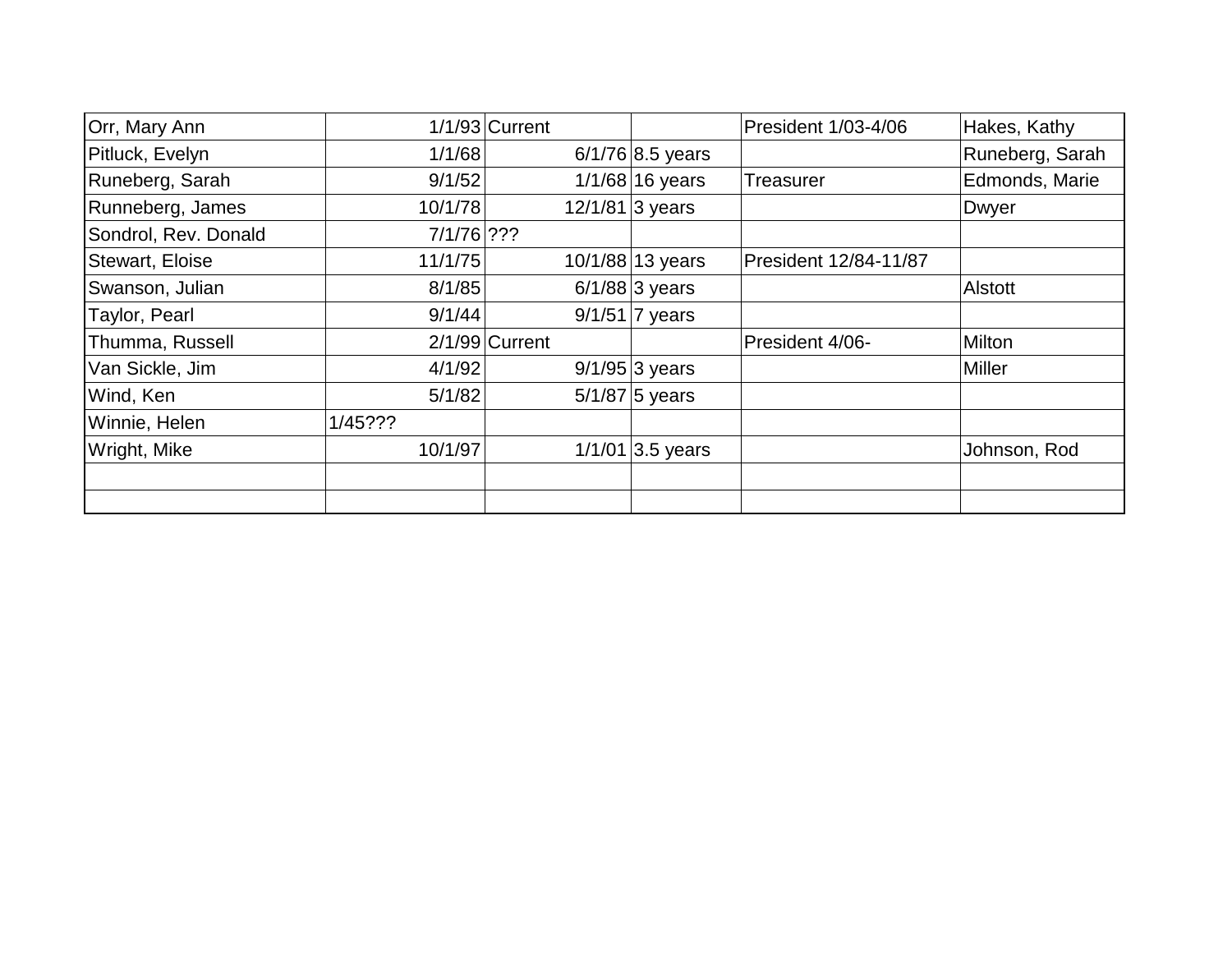| | | | | | |
|---|---|---|---|---|---|
| Orr, Mary Ann | 1/1/93 | Current | | President 1/03-4/06 | Hakes, Kathy |
| Pitluck, Evelyn | 1/1/68 | 6/1/76 | 8.5 years | | Runeberg, Sarah |
| Runeberg, Sarah | 9/1/52 | 1/1/68 | 16 years | Treasurer | Edmonds, Marie |
| Runneberg, James | 10/1/78 | 12/1/81 | 3 years | | Dwyer |
| Sondrol, Rev. Donald | 7/1/76 | ??? | | | |
| Stewart, Eloise | 11/1/75 | 10/1/88 | 13 years | President 12/84-11/87 | |
| Swanson, Julian | 8/1/85 | 6/1/88 | 3 years | | Alstott |
| Taylor, Pearl | 9/1/44 | 9/1/51 | 7 years | | |
| Thumma, Russell | 2/1/99 | Current | | President 4/06- | Milton |
| Van Sickle, Jim | 4/1/92 | 9/1/95 | 3 years | | Miller |
| Wind, Ken | 5/1/82 | 5/1/87 | 5 years | | |
| Winnie, Helen | 1/45??? | | | | |
| Wright, Mike | 10/1/97 | 1/1/01 | 3.5 years | | Johnson, Rod |
| | | | | | |
| | | | | | |